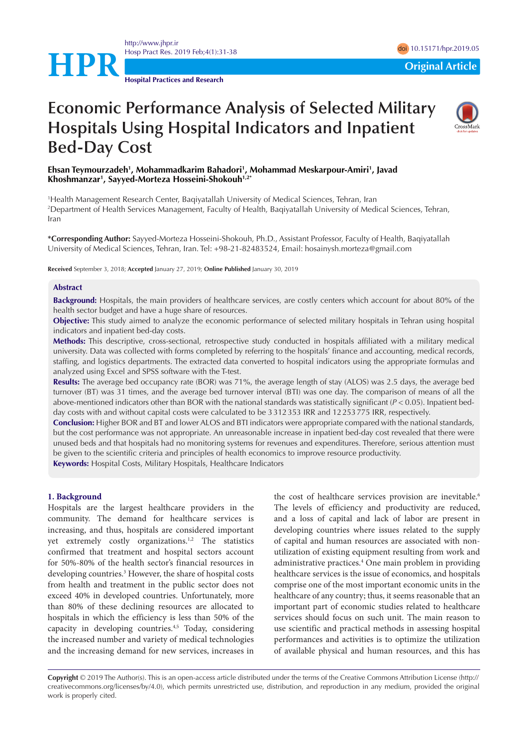# Economic Performance Analysis of Selected Military Hospitals Using Hospital Indicators and Inpatient Bed-Day Cost

**Ehsan Teymourzadeh[1], Mohammadkarim Bahadori[1], Mohammad Meskarpour-Amiri[1], Javad Khoshmanzar[1], Sayyed-Morteza Hosseini-Shokouh[1,2*]**

[1]Health Management Research Center, Baqiyatallah University of Medical Sciences, Tehran, Iran
[2]Department of Health Services Management, Faculty of Health, Baqiyatallah University of Medical Sciences, Tehran, Iran

***Corresponding Author:** Sayyed-Morteza Hosseini-Shokouh, Ph.D., Assistant Professor, Faculty of Health, Baqiyatallah University of Medical Sciences, Tehran, Iran. Tel: +98-21-82483524, Email: hosainysh.morteza@gmail.com

**Received** September 3, 2018; **Accepted** January 27, 2019; **Online Published** January 30, 2019

## Abstract

**Background:** Hospitals, the main providers of healthcare services, are costly centers which account for about 80% of the health sector budget and have a huge share of resources.

**Objective:** This study aimed to analyze the economic performance of selected military hospitals in Tehran using hospital indicators and inpatient bed-day costs.

**Methods:** This descriptive, cross-sectional, retrospective study conducted in hospitals affiliated with a military medical university. Data was collected with forms completed by referring to the hospitals' finance and accounting, medical records, staffing, and logistics departments. The extracted data converted to hospital indicators using the appropriate formulas and analyzed using Excel and SPSS software with the T-test.

**Results:** The average bed occupancy rate (BOR) was 71%, the average length of stay (ALOS) was 2.5 days, the average bed turnover (BT) was 31 times, and the average bed turnover interval (BTI) was one day. The comparison of means of all the above-mentioned indicators other than BOR with the national standards was statistically significant ($P < 0.05$). Inpatient bed-day costs with and without capital costs were calculated to be 3 312 353 IRR and 12 253 775 IRR, respectively.

**Conclusion:** Higher BOR and BT and lower ALOS and BTI indicators were appropriate compared with the national standards, but the cost performance was not appropriate. An unreasonable increase in inpatient bed-day cost revealed that there were unused beds and that hospitals had no monitoring systems for revenues and expenditures. Therefore, serious attention must be given to the scientific criteria and principles of health economics to improve resource productivity.

**Keywords:** Hospital Costs, Military Hospitals, Healthcare Indicators

## 1. Background

Hospitals are the largest healthcare providers in the community. The demand for healthcare services is increasing, and thus, hospitals are considered important yet extremely costly organizations.[1,2] The statistics confirmed that treatment and hospital sectors account for 50%-80% of the health sector's financial resources in developing countries.[3] However, the share of hospital costs from health and treatment in the public sector does not exceed 40% in developed countries. Unfortunately, more than 80% of these declining resources are allocated to hospitals in which the efficiency is less than 50% of the capacity in developing countries.[4,5] Today, considering the increased number and variety of medical technologies and the increasing demand for new services, increases in the cost of healthcare services provision are inevitable.[6] The levels of efficiency and productivity are reduced, and a loss of capital and lack of labor are present in developing countries where issues related to the supply of capital and human resources are associated with non-utilization of existing equipment resulting from work and administrative practices.[4] One main problem in providing healthcare services is the issue of economics, and hospitals comprise one of the most important economic units in the healthcare of any country; thus, it seems reasonable that an important part of economic studies related to healthcare services should focus on such unit. The main reason to use scientific and practical methods in assessing hospital performances and activities is to optimize the utilization of available physical and human resources, and this has

**Copyright** © 2019 The Author(s). This is an open-access article distributed under the terms of the Creative Commons Attribution License (http://creativecommons.org/licenses/by/4.0), which permits unrestricted use, distribution, and reproduction in any medium, provided the original work is properly cited.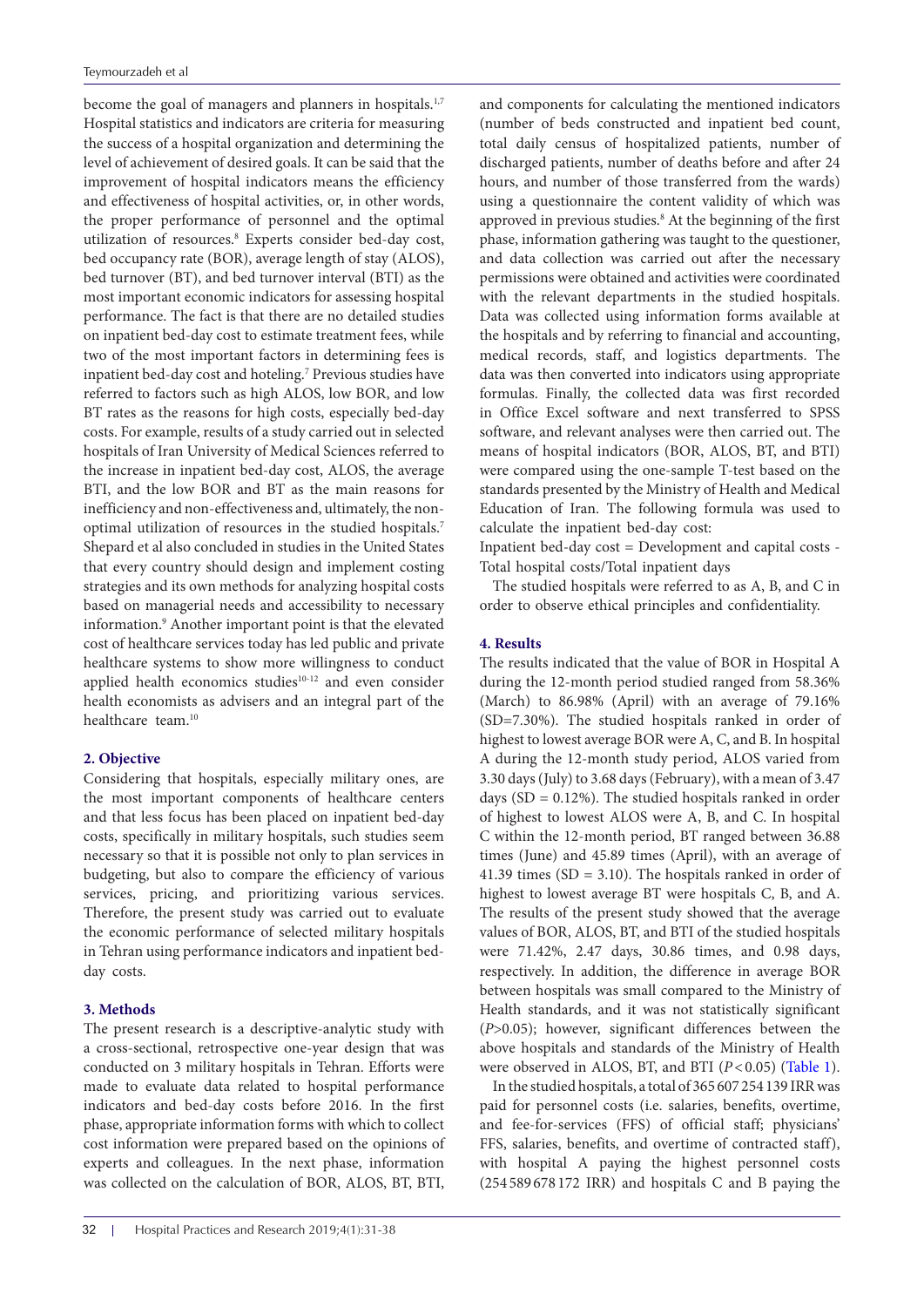become the goal of managers and planners in hospitals.[1,7] Hospital statistics and indicators are criteria for measuring the success of a hospital organization and determining the level of achievement of desired goals. It can be said that the improvement of hospital indicators means the efficiency and effectiveness of hospital activities, or, in other words, the proper performance of personnel and the optimal utilization of resources.[8] Experts consider bed-day cost, bed occupancy rate (BOR), average length of stay (ALOS), bed turnover (BT), and bed turnover interval (BTI) as the most important economic indicators for assessing hospital performance. The fact is that there are no detailed studies on inpatient bed-day cost to estimate treatment fees, while two of the most important factors in determining fees is inpatient bed-day cost and hoteling.[7] Previous studies have referred to factors such as high ALOS, low BOR, and low BT rates as the reasons for high costs, especially bed-day costs. For example, results of a study carried out in selected hospitals of Iran University of Medical Sciences referred to the increase in inpatient bed-day cost, ALOS, the average BTI, and the low BOR and BT as the main reasons for inefficiency and non-effectiveness and, ultimately, the non-optimal utilization of resources in the studied hospitals.[7] Shepard et al also concluded in studies in the United States that every country should design and implement costing strategies and its own methods for analyzing hospital costs based on managerial needs and accessibility to necessary information.[9] Another important point is that the elevated cost of healthcare services today has led public and private healthcare systems to show more willingness to conduct applied health economics studies[10-12] and even consider health economists as advisers and an integral part of the healthcare team.[10]

## 2. Objective

Considering that hospitals, especially military ones, are the most important components of healthcare centers and that less focus has been placed on inpatient bed-day costs, specifically in military hospitals, such studies seem necessary so that it is possible not only to plan services in budgeting, but also to compare the efficiency of various services, pricing, and prioritizing various services. Therefore, the present study was carried out to evaluate the economic performance of selected military hospitals in Tehran using performance indicators and inpatient bed-day costs.

## 3. Methods

The present research is a descriptive-analytic study with a cross-sectional, retrospective one-year design that was conducted on 3 military hospitals in Tehran. Efforts were made to evaluate data related to hospital performance indicators and bed-day costs before 2016. In the first phase, appropriate information forms with which to collect cost information were prepared based on the opinions of experts and colleagues. In the next phase, information was collected on the calculation of BOR, ALOS, BT, BTI, and components for calculating the mentioned indicators (number of beds constructed and inpatient bed count, total daily census of hospitalized patients, number of discharged patients, number of deaths before and after 24 hours, and number of those transferred from the wards) using a questionnaire the content validity of which was approved in previous studies.[8] At the beginning of the first phase, information gathering was taught to the questioner, and data collection was carried out after the necessary permissions were obtained and activities were coordinated with the relevant departments in the studied hospitals. Data was collected using information forms available at the hospitals and by referring to financial and accounting, medical records, staff, and logistics departments. The data was then converted into indicators using appropriate formulas. Finally, the collected data was first recorded in Office Excel software and next transferred to SPSS software, and relevant analyses were then carried out. The means of hospital indicators (BOR, ALOS, BT, and BTI) were compared using the one-sample T-test based on the standards presented by the Ministry of Health and Medical Education of Iran. The following formula was used to calculate the inpatient bed-day cost:

Inpatient bed-day cost = Development and capital costs - Total hospital costs/Total inpatient days

The studied hospitals were referred to as A, B, and C in order to observe ethical principles and confidentiality.

## 4. Results

The results indicated that the value of BOR in Hospital A during the 12-month period studied ranged from 58.36% (March) to 86.98% (April) with an average of 79.16% (SD=7.30%). The studied hospitals ranked in order of highest to lowest average BOR were A, C, and B. In hospital A during the 12-month study period, ALOS varied from 3.30 days (July) to 3.68 days (February), with a mean of 3.47 days (SD = 0.12%). The studied hospitals ranked in order of highest to lowest ALOS were A, B, and C. In hospital C within the 12-month period, BT ranged between 36.88 times (June) and 45.89 times (April), with an average of 41.39 times (SD = 3.10). The hospitals ranked in order of highest to lowest average BT were hospitals C, B, and A. The results of the present study showed that the average values of BOR, ALOS, BT, and BTI of the studied hospitals were 71.42%, 2.47 days, 30.86 times, and 0.98 days, respectively. In addition, the difference in average BOR between hospitals was small compared to the Ministry of Health standards, and it was not statistically significant ($P$>0.05); however, significant differences between the above hospitals and standards of the Ministry of Health were observed in ALOS, BT, and BTI ($P$<0.05) (Table 1).

In the studied hospitals, a total of 365 607 254 139 IRR was paid for personnel costs (i.e. salaries, benefits, overtime, and fee-for-services (FFS) of official staff; physicians' FFS, salaries, benefits, and overtime of contracted staff), with hospital A paying the highest personnel costs (254 589 678 172 IRR) and hospitals C and B paying the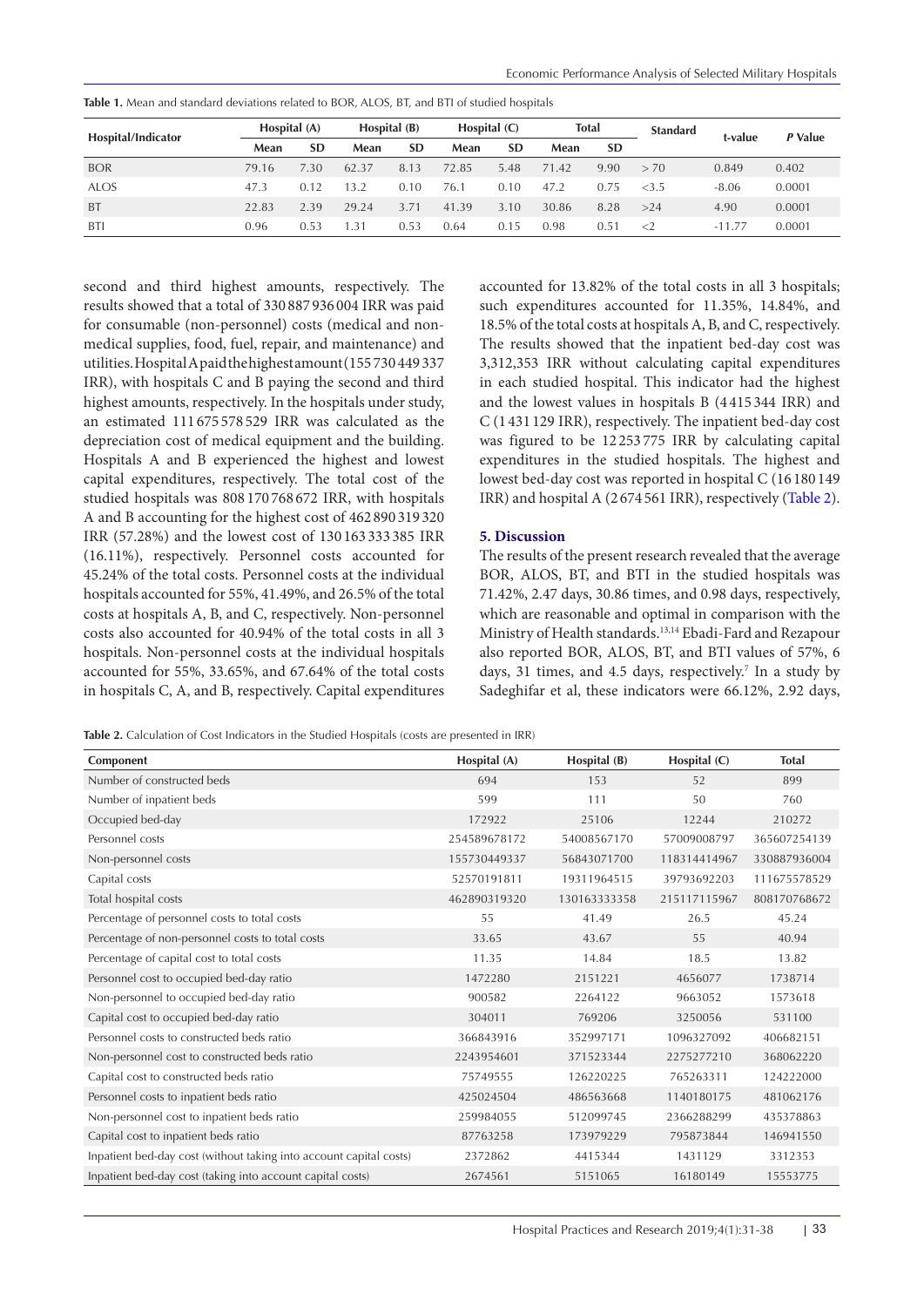**Table 1.** Mean and standard deviations related to BOR, ALOS, BT, and BTI of studied hospitals

| Hospital/Indicator | Hospital (A) | | Hospital (B) | | Hospital (C) | | Total | | Standard | t-value | *P* Value |
|---|---|---|---|---|---|---|---|---|---|---|---|
| | Mean | SD | Mean | SD | Mean | SD | Mean | SD | | | |
| BOR | 79.16 | 7.30 | 62.37 | 8.13 | 72.85 | 5.48 | 71.42 | 9.90 | > 70 | 0.849 | 0.402 |
| ALOS | 47.3 | 0.12 | 13.2 | 0.10 | 76.1 | 0.10 | 47.2 | 0.75 | <3.5 | -8.06 | 0.0001 |
| BT | 22.83 | 2.39 | 29.24 | 3.71 | 41.39 | 3.10 | 30.86 | 8.28 | >24 | 4.90 | 0.0001 |
| BTI | 0.96 | 0.53 | 1.31 | 0.53 | 0.64 | 0.15 | 0.98 | 0.51 | <2 | -11.77 | 0.0001 |

second and third highest amounts, respectively. The results showed that a total of 330 887 936 004 IRR was paid for consumable (non-personnel) costs (medical and non-medical supplies, food, fuel, repair, and maintenance) and utilities. Hospital A paid the highest amount (155 730 449 337 IRR), with hospitals C and B paying the second and third highest amounts, respectively. In the hospitals under study, an estimated 111 675 578 529 IRR was calculated as the depreciation cost of medical equipment and the building. Hospitals A and B experienced the highest and lowest capital expenditures, respectively. The total cost of the studied hospitals was 808 170 768 672 IRR, with hospitals A and B accounting for the highest cost of 462 890 319 320 IRR (57.28%) and the lowest cost of 130 163 333 385 IRR (16.11%), respectively. Personnel costs accounted for 45.24% of the total costs. Personnel costs at the individual hospitals accounted for 55%, 41.49%, and 26.5% of the total costs at hospitals A, B, and C, respectively. Non-personnel costs also accounted for 40.94% of the total costs in all 3 hospitals. Non-personnel costs at the individual hospitals accounted for 55%, 33.65%, and 67.64% of the total costs in hospitals C, A, and B, respectively. Capital expenditures accounted for 13.82% of the total costs in all 3 hospitals; such expenditures accounted for 11.35%, 14.84%, and 18.5% of the total costs at hospitals A, B, and C, respectively. The results showed that the inpatient bed-day cost was 3,312,353 IRR without calculating capital expenditures in each studied hospital. This indicator had the highest and the lowest values in hospitals B (4 415 344 IRR) and C (1 431 129 IRR), respectively. The inpatient bed-day cost was figured to be 12 253 775 IRR by calculating capital expenditures in the studied hospitals. The highest and lowest bed-day cost was reported in hospital C (16 180 149 IRR) and hospital A (2 674 561 IRR), respectively (Table 2).

## 5. Discussion

The results of the present research revealed that the average BOR, ALOS, BT, and BTI in the studied hospitals was 71.42%, 2.47 days, 30.86 times, and 0.98 days, respectively, which are reasonable and optimal in comparison with the Ministry of Health standards.[13,14] Ebadi-Fard and Rezapour also reported BOR, ALOS, BT, and BTI values of 57%, 6 days, 31 times, and 4.5 days, respectively.[7] In a study by Sadeghifar et al, these indicators were 66.12%, 2.92 days,

**Table 2.** Calculation of Cost Indicators in the Studied Hospitals (costs are presented in IRR)

| Component | Hospital (A) | Hospital (B) | Hospital (C) | Total |
|---|---|---|---|---|
| Number of constructed beds | 694 | 153 | 52 | 899 |
| Number of inpatient beds | 599 | 111 | 50 | 760 |
| Occupied bed-day | 172922 | 25106 | 12244 | 210272 |
| Personnel costs | 254589678172 | 54008567170 | 57009008797 | 365607254139 |
| Non-personnel costs | 155730449337 | 56843071700 | 118314414967 | 330887936004 |
| Capital costs | 52570191811 | 19311964515 | 39793692203 | 111675578529 |
| Total hospital costs | 462890319320 | 130163333358 | 215117115967 | 808170768672 |
| Percentage of personnel costs to total costs | 55 | 41.49 | 26.5 | 45.24 |
| Percentage of non-personnel costs to total costs | 33.65 | 43.67 | 55 | 40.94 |
| Percentage of capital cost to total costs | 11.35 | 14.84 | 18.5 | 13.82 |
| Personnel cost to occupied bed-day ratio | 1472280 | 2151221 | 4656077 | 1738714 |
| Non-personnel to occupied bed-day ratio | 900582 | 2264122 | 9663052 | 1573618 |
| Capital cost to occupied bed-day ratio | 304011 | 769206 | 3250056 | 531100 |
| Personnel costs to constructed beds ratio | 366843916 | 352997171 | 1096327092 | 406682151 |
| Non-personnel cost to constructed beds ratio | 2243954601 | 371523344 | 2275277210 | 368062220 |
| Capital cost to constructed beds ratio | 75749555 | 126220225 | 765263311 | 124222000 |
| Personnel costs to inpatient beds ratio | 425024504 | 486563668 | 1140180175 | 481062176 |
| Non-personnel cost to inpatient beds ratio | 259984055 | 512099745 | 2366288299 | 435378863 |
| Capital cost to inpatient beds ratio | 87763258 | 173979229 | 795873844 | 146941550 |
| Inpatient bed-day cost (without taking into account capital costs) | 2372862 | 4415344 | 1431129 | 3312353 |
| Inpatient bed-day cost (taking into account capital costs) | 2674561 | 5151065 | 16180149 | 15553775 |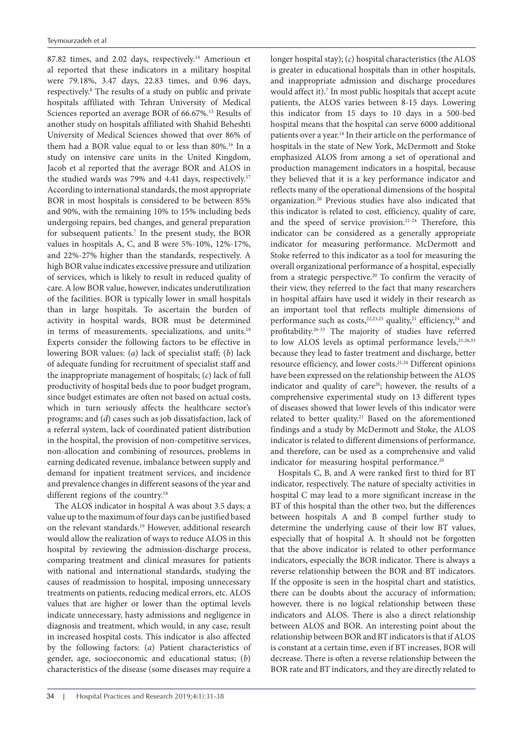87.82 times, and 2.02 days, respectively.[14] Amerioun et al reported that these indicators in a military hospital were 79.18%, 3.47 days, 22.83 times, and 0.96 days, respectively.[8] The results of a study on public and private hospitals affiliated with Tehran University of Medical Sciences reported an average BOR of 66.67%.[15] Results of another study on hospitals affiliated with Shahid Beheshti University of Medical Sciences showed that over 86% of them had a BOR value equal to or less than 80%.[16] In a study on intensive care units in the United Kingdom, Jacob et al reported that the average BOR and ALOS in the studied wards was 79% and 4.41 days, respectively.[17] According to international standards, the most appropriate BOR in most hospitals is considered to be between 85% and 90%, with the remaining 10% to 15% including beds undergoing repairs, bed changes, and general preparation for subsequent patients.[7] In the present study, the BOR values in hospitals A, C, and B were 5%-10%, 12%-17%, and 22%-27% higher than the standards, respectively. A high BOR value indicates excessive pressure and utilization of services, which is likely to result in reduced quality of care. A low BOR value, however, indicates underutilization of the facilities. BOR is typically lower in small hospitals than in large hospitals. To ascertain the burden of activity in hospital wards, BOR must be determined in terms of measurements, specializations, and units.[18] Experts consider the following factors to be effective in lowering BOR values: (*a*) lack of specialist staff; (*b*) lack of adequate funding for recruitment of specialist staff and the inappropriate management of hospitals; (*c*) lack of full productivity of hospital beds due to poor budget program, since budget estimates are often not based on actual costs, which in turn seriously affects the healthcare sector's programs; and (*d*) cases such as job dissatisfaction, lack of a referral system, lack of coordinated patient distribution in the hospital, the provision of non-competitive services, non-allocation and combining of resources, problems in earning dedicated revenue, imbalance between supply and demand for inpatient treatment services, and incidence and prevalence changes in different seasons of the year and different regions of the country.[18]

The ALOS indicator in hospital A was about 3.5 days; a value up to the maximum of four days can be justified based on the relevant standards.[19] However, additional research would allow the realization of ways to reduce ALOS in this hospital by reviewing the admission-discharge process, comparing treatment and clinical measures for patients with national and international standards, studying the causes of readmission to hospital, imposing unnecessary treatments on patients, reducing medical errors, etc. ALOS values that are higher or lower than the optimal levels indicate unnecessary, hasty admissions and negligence in diagnosis and treatment, which would, in any case, result in increased hospital costs. This indicator is also affected by the following factors: (*a*) Patient characteristics of gender, age, socioeconomic and educational status; (*b*) characteristics of the disease (some diseases may require a longer hospital stay); (*c*) hospital characteristics (the ALOS is greater in educational hospitals than in other hospitals, and inappropriate admission and discharge procedures would affect it).[7] In most public hospitals that accept acute patients, the ALOS varies between 8-15 days. Lowering this indicator from 15 days to 10 days in a 500-bed hospital means that the hospital can serve 6000 additional patients over a year.[18] In their article on the performance of hospitals in the state of New York, McDermott and Stoke emphasized ALOS from among a set of operational and production management indicators in a hospital, because they believed that it is a key performance indicator and reflects many of the operational dimensions of the hospital organization.[20] Previous studies have also indicated that this indicator is related to cost, efficiency, quality of care, and the speed of service provision.[21-24] Therefore, this indicator can be considered as a generally appropriate indicator for measuring performance. McDermott and Stoke referred to this indicator as a tool for measuring the overall organizational performance of a hospital, especially from a strategic perspective.[20] To confirm the veracity of their view, they referred to the fact that many researchers in hospital affairs have used it widely in their research as an important tool that reflects multiple dimensions of performance such as costs,[22,23,25] quality,[21] efficiency,[24] and profitability.[26-33] The majority of studies have referred to low ALOS levels as optimal performance levels,[21,26,33] because they lead to faster treatment and discharge, better resource efficiency, and lower costs.[21,34] Different opinions have been expressed on the relationship between the ALOS indicator and quality of care[20]; however, the results of a comprehensive experimental study on 13 different types of diseases showed that lower levels of this indicator were related to better quality.[21] Based on the aforementioned findings and a study by McDermott and Stoke, the ALOS indicator is related to different dimensions of performance, and therefore, can be used as a comprehensive and valid indicator for measuring hospital performance.[20]

Hospitals C, B, and A were ranked first to third for BT indicator, respectively. The nature of specialty activities in hospital C may lead to a more significant increase in the BT of this hospital than the other two, but the differences between hospitals A and B compel further study to determine the underlying cause of their low BT values, especially that of hospital A. It should not be forgotten that the above indicator is related to other performance indicators, especially the BOR indicator. There is always a reverse relationship between the BOR and BT indicators. If the opposite is seen in the hospital chart and statistics, there can be doubts about the accuracy of information; however, there is no logical relationship between these indicators and ALOS. There is also a direct relationship between ALOS and BOR. An interesting point about the relationship between BOR and BT indicators is that if ALOS is constant at a certain time, even if BT increases, BOR will decrease. There is often a reverse relationship between the BOR rate and BT indicators, and they are directly related to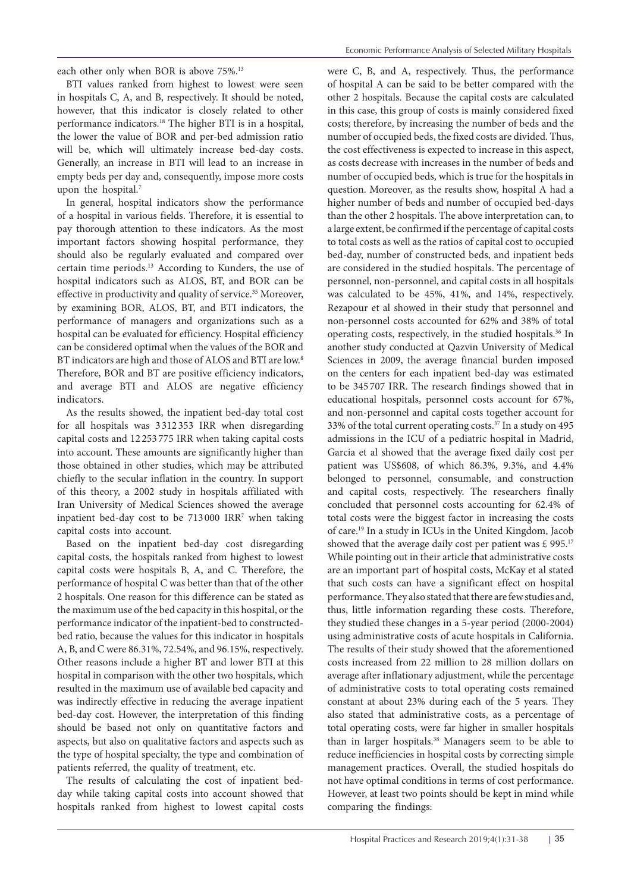each other only when BOR is above 75%.[13]

BTI values ranked from highest to lowest were seen in hospitals C, A, and B, respectively. It should be noted, however, that this indicator is closely related to other performance indicators.[18] The higher BTI is in a hospital, the lower the value of BOR and per-bed admission ratio will be, which will ultimately increase bed-day costs. Generally, an increase in BTI will lead to an increase in empty beds per day and, consequently, impose more costs upon the hospital.[7]

In general, hospital indicators show the performance of a hospital in various fields. Therefore, it is essential to pay thorough attention to these indicators. As the most important factors showing hospital performance, they should also be regularly evaluated and compared over certain time periods.[13] According to Kunders, the use of hospital indicators such as ALOS, BT, and BOR can be effective in productivity and quality of service.[35] Moreover, by examining BOR, ALOS, BT, and BTI indicators, the performance of managers and organizations such as a hospital can be evaluated for efficiency. Hospital efficiency can be considered optimal when the values of the BOR and BT indicators are high and those of ALOS and BTI are low.[8] Therefore, BOR and BT are positive efficiency indicators, and average BTI and ALOS are negative efficiency indicators.

As the results showed, the inpatient bed-day total cost for all hospitals was 3 312 353 IRR when disregarding capital costs and 12 253 775 IRR when taking capital costs into account. These amounts are significantly higher than those obtained in other studies, which may be attributed chiefly to the secular inflation in the country. In support of this theory, a 2002 study in hospitals affiliated with Iran University of Medical Sciences showed the average inpatient bed-day cost to be 713 000 IRR[7] when taking capital costs into account.

Based on the inpatient bed-day cost disregarding capital costs, the hospitals ranked from highest to lowest capital costs were hospitals B, A, and C. Therefore, the performance of hospital C was better than that of the other 2 hospitals. One reason for this difference can be stated as the maximum use of the bed capacity in this hospital, or the performance indicator of the inpatient-bed to constructed-bed ratio, because the values for this indicator in hospitals A, B, and C were 86.31%, 72.54%, and 96.15%, respectively. Other reasons include a higher BT and lower BTI at this hospital in comparison with the other two hospitals, which resulted in the maximum use of available bed capacity and was indirectly effective in reducing the average inpatient bed-day cost. However, the interpretation of this finding should be based not only on quantitative factors and aspects, but also on qualitative factors and aspects such as the type of hospital specialty, the type and combination of patients referred, the quality of treatment, etc.

The results of calculating the cost of inpatient bed-day while taking capital costs into account showed that hospitals ranked from highest to lowest capital costs were C, B, and A, respectively. Thus, the performance of hospital A can be said to be better compared with the other 2 hospitals. Because the capital costs are calculated in this case, this group of costs is mainly considered fixed costs; therefore, by increasing the number of beds and the number of occupied beds, the fixed costs are divided. Thus, the cost effectiveness is expected to increase in this aspect, as costs decrease with increases in the number of beds and number of occupied beds, which is true for the hospitals in question. Moreover, as the results show, hospital A had a higher number of beds and number of occupied bed-days than the other 2 hospitals. The above interpretation can, to a large extent, be confirmed if the percentage of capital costs to total costs as well as the ratios of capital cost to occupied bed-day, number of constructed beds, and inpatient beds are considered in the studied hospitals. The percentage of personnel, non-personnel, and capital costs in all hospitals was calculated to be 45%, 41%, and 14%, respectively. Rezapour et al showed in their study that personnel and non-personnel costs accounted for 62% and 38% of total operating costs, respectively, in the studied hospitals.[36] In another study conducted at Qazvin University of Medical Sciences in 2009, the average financial burden imposed on the centers for each inpatient bed-day was estimated to be 345 707 IRR. The research findings showed that in educational hospitals, personnel costs account for 67%, and non-personnel and capital costs together account for 33% of the total current operating costs.[37] In a study on 495 admissions in the ICU of a pediatric hospital in Madrid, Garcia et al showed that the average fixed daily cost per patient was US$608, of which 86.3%, 9.3%, and 4.4% belonged to personnel, consumable, and construction and capital costs, respectively. The researchers finally concluded that personnel costs accounting for 62.4% of total costs were the biggest factor in increasing the costs of care.[19] In a study in ICUs in the United Kingdom, Jacob showed that the average daily cost per patient was £ 995.[17] While pointing out in their article that administrative costs are an important part of hospital costs, McKay et al stated that such costs can have a significant effect on hospital performance. They also stated that there are few studies and, thus, little information regarding these costs. Therefore, they studied these changes in a 5-year period (2000-2004) using administrative costs of acute hospitals in California. The results of their study showed that the aforementioned costs increased from 22 million to 28 million dollars on average after inflationary adjustment, while the percentage of administrative costs to total operating costs remained constant at about 23% during each of the 5 years. They also stated that administrative costs, as a percentage of total operating costs, were far higher in smaller hospitals than in larger hospitals.[38] Managers seem to be able to reduce inefficiencies in hospital costs by correcting simple management practices. Overall, the studied hospitals do not have optimal conditions in terms of cost performance. However, at least two points should be kept in mind while comparing the findings: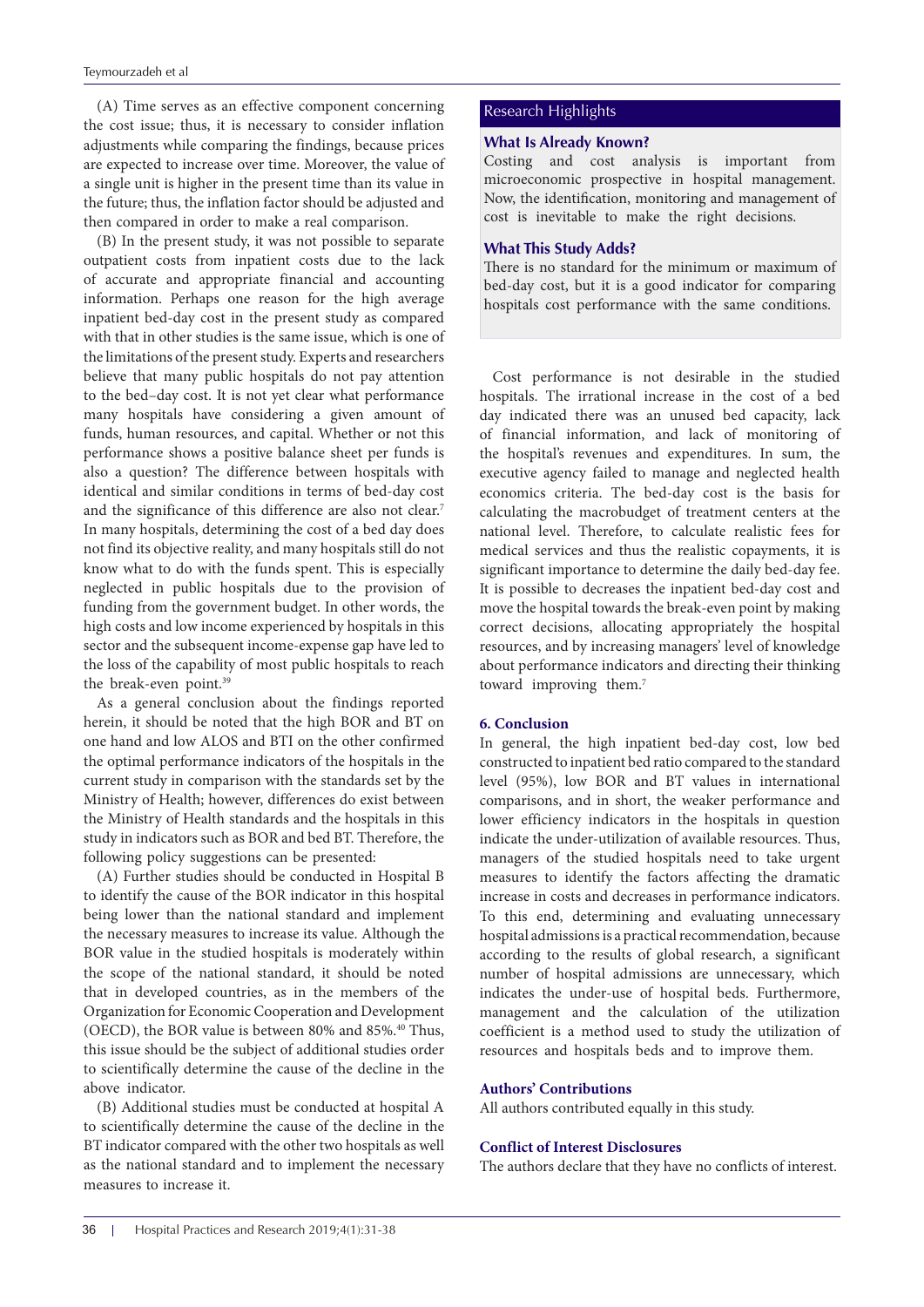(A) Time serves as an effective component concerning the cost issue; thus, it is necessary to consider inflation adjustments while comparing the findings, because prices are expected to increase over time. Moreover, the value of a single unit is higher in the present time than its value in the future; thus, the inflation factor should be adjusted and then compared in order to make a real comparison.

(B) In the present study, it was not possible to separate outpatient costs from inpatient costs due to the lack of accurate and appropriate financial and accounting information. Perhaps one reason for the high average inpatient bed-day cost in the present study as compared with that in other studies is the same issue, which is one of the limitations of the present study. Experts and researchers believe that many public hospitals do not pay attention to the bed–day cost. It is not yet clear what performance many hospitals have considering a given amount of funds, human resources, and capital. Whether or not this performance shows a positive balance sheet per funds is also a question? The difference between hospitals with identical and similar conditions in terms of bed-day cost and the significance of this difference are also not clear.[7] In many hospitals, determining the cost of a bed day does not find its objective reality, and many hospitals still do not know what to do with the funds spent. This is especially neglected in public hospitals due to the provision of funding from the government budget. In other words, the high costs and low income experienced by hospitals in this sector and the subsequent income-expense gap have led to the loss of the capability of most public hospitals to reach the break-even point.[39]

As a general conclusion about the findings reported herein, it should be noted that the high BOR and BT on one hand and low ALOS and BTI on the other confirmed the optimal performance indicators of the hospitals in the current study in comparison with the standards set by the Ministry of Health; however, differences do exist between the Ministry of Health standards and the hospitals in this study in indicators such as BOR and bed BT. Therefore, the following policy suggestions can be presented:

(A) Further studies should be conducted in Hospital B to identify the cause of the BOR indicator in this hospital being lower than the national standard and implement the necessary measures to increase its value. Although the BOR value in the studied hospitals is moderately within the scope of the national standard, it should be noted that in developed countries, as in the members of the Organization for Economic Cooperation and Development (OECD), the BOR value is between 80% and 85%.[40] Thus, this issue should be the subject of additional studies order to scientifically determine the cause of the decline in the above indicator.

(B) Additional studies must be conducted at hospital A to scientifically determine the cause of the decline in the BT indicator compared with the other two hospitals as well as the national standard and to implement the necessary measures to increase it.

**Research Highlights**

**What Is Already Known?**

Costing and cost analysis is important from microeconomic prospective in hospital management. Now, the identification, monitoring and management of cost is inevitable to make the right decisions.

**What This Study Adds?**

There is no standard for the minimum or maximum of bed-day cost, but it is a good indicator for comparing hospitals cost performance with the same conditions.

Cost performance is not desirable in the studied hospitals. The irrational increase in the cost of a bed day indicated there was an unused bed capacity, lack of financial information, and lack of monitoring of the hospital's revenues and expenditures. In sum, the executive agency failed to manage and neglected health economics criteria. The bed-day cost is the basis for calculating the macrobudget of treatment centers at the national level. Therefore, to calculate realistic fees for medical services and thus the realistic copayments, it is significant importance to determine the daily bed-day fee. It is possible to decreases the inpatient bed-day cost and move the hospital towards the break-even point by making correct decisions, allocating appropriately the hospital resources, and by increasing managers' level of knowledge about performance indicators and directing their thinking toward improving them.[7]

## 6. Conclusion

In general, the high inpatient bed-day cost, low bed constructed to inpatient bed ratio compared to the standard level (95%), low BOR and BT values in international comparisons, and in short, the weaker performance and lower efficiency indicators in the hospitals in question indicate the under-utilization of available resources. Thus, managers of the studied hospitals need to take urgent measures to identify the factors affecting the dramatic increase in costs and decreases in performance indicators. To this end, determining and evaluating unnecessary hospital admissions is a practical recommendation, because according to the results of global research, a significant number of hospital admissions are unnecessary, which indicates the under-use of hospital beds. Furthermore, management and the calculation of the utilization coefficient is a method used to study the utilization of resources and hospitals beds and to improve them.

## Authors' Contributions

All authors contributed equally in this study.

## Conflict of Interest Disclosures

The authors declare that they have no conflicts of interest.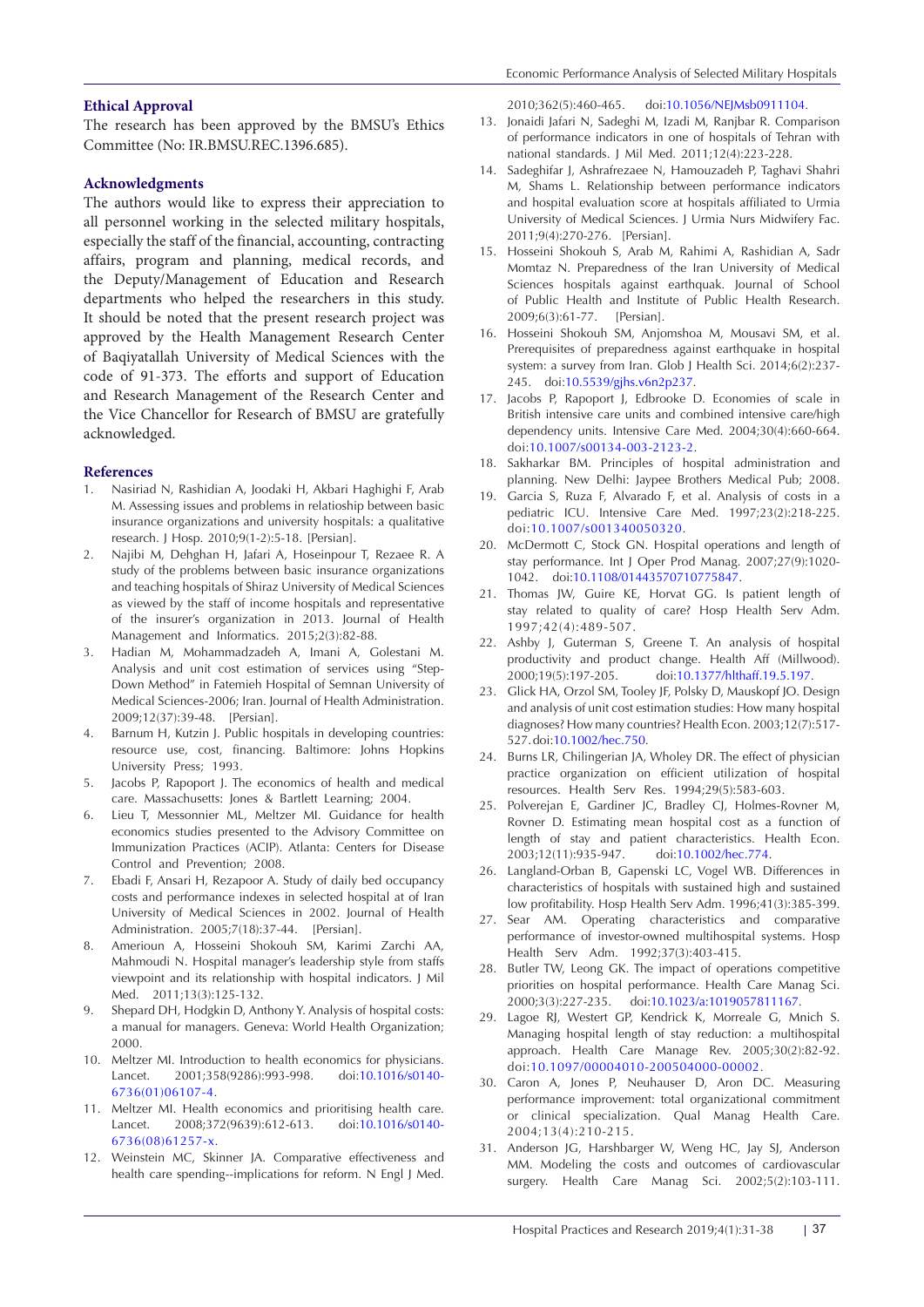### Ethical Approval

The research has been approved by the BMSU's Ethics Committee (No: IR.BMSU.REC.1396.685).

### Acknowledgments

The authors would like to express their appreciation to all personnel working in the selected military hospitals, especially the staff of the financial, accounting, contracting affairs, program and planning, medical records, and the Deputy/Management of Education and Research departments who helped the researchers in this study. It should be noted that the present research project was approved by the Health Management Research Center of Baqiyatallah University of Medical Sciences with the code of 91-373. The efforts and support of Education and Research Management of the Research Center and the Vice Chancellor for Research of BMSU are gratefully acknowledged.

### References

1. Nasiriad N, Rashidian A, Joodaki H, Akbari Haghighi F, Arab M. Assessing issues and problems in relatioship between basic insurance organizations and university hospitals: a qualitative research. J Hosp. 2010;9(1-2):5-18. [Persian].
2. Najibi M, Dehghan H, Jafari A, Hoseinpour T, Rezaee R. A study of the problems between basic insurance organizations and teaching hospitals of Shiraz University of Medical Sciences as viewed by the staff of income hospitals and representative of the insurer's organization in 2013. Journal of Health Management and Informatics. 2015;2(3):82-88.
3. Hadian M, Mohammadzadeh A, Imani A, Golestani M. Analysis and unit cost estimation of services using "Step-Down Method" in Fatemieh Hospital of Semnan University of Medical Sciences-2006; Iran. Journal of Health Administration. 2009;12(37):39-48. [Persian].
4. Barnum H, Kutzin J. Public hospitals in developing countries: resource use, cost, financing. Baltimore: Johns Hopkins University Press; 1993.
5. Jacobs P, Rapoport J. The economics of health and medical care. Massachusetts: Jones & Bartlett Learning; 2004.
6. Lieu T, Messonnier ML, Meltzer MI. Guidance for health economics studies presented to the Advisory Committee on Immunization Practices (ACIP). Atlanta: Centers for Disease Control and Prevention; 2008.
7. Ebadi F, Ansari H, Rezapoor A. Study of daily bed occupancy costs and performance indexes in selected hospital at of Iran University of Medical Sciences in 2002. Journal of Health Administration. 2005;7(18):37-44. [Persian].
8. Amerioun A, Hosseini Shokouh SM, Karimi Zarchi AA, Mahmoudi N. Hospital manager's leadership style from staffs viewpoint and its relationship with hospital indicators. J Mil Med. 2011;13(3):125-132.
9. Shepard DH, Hodgkin D, Anthony Y. Analysis of hospital costs: a manual for managers. Geneva: World Health Organization; 2000.
10. Meltzer MI. Introduction to health economics for physicians. Lancet. 2001;358(9286):993-998. doi:10.1016/s0140-6736(01)06107-4.
11. Meltzer MI. Health economics and prioritising health care. Lancet. 2008;372(9639):612-613. doi:10.1016/s0140-6736(08)61257-x.
12. Weinstein MC, Skinner JA. Comparative effectiveness and health care spending--implications for reform. N Engl J Med. 2010;362(5):460-465. doi:10.1056/NEJMsb0911104.
13. Jonaidi Jafari N, Sadeghi M, Izadi M, Ranjbar R. Comparison of performance indicators in one of hospitals of Tehran with national standards. J Mil Med. 2011;12(4):223-228.
14. Sadeghifar J, Ashrafrezaee N, Hamouzadeh P, Taghavi Shahri M, Shams L. Relationship between performance indicators and hospital evaluation score at hospitals affiliated to Urmia University of Medical Sciences. J Urmia Nurs Midwifery Fac. 2011;9(4):270-276. [Persian].
15. Hosseini Shokouh S, Arab M, Rahimi A, Rashidian A, Sadr Momtaz N. Preparedness of the Iran University of Medical Sciences hospitals against earthquak. Journal of School of Public Health and Institute of Public Health Research. 2009;6(3):61-77. [Persian].
16. Hosseini Shokouh SM, Anjomshoa M, Mousavi SM, et al. Prerequisites of preparedness against earthquake in hospital system: a survey from Iran. Glob J Health Sci. 2014;6(2):237-245. doi:10.5539/gjhs.v6n2p237.
17. Jacobs P, Rapoport J, Edbrooke D. Economies of scale in British intensive care units and combined intensive care/high dependency units. Intensive Care Med. 2004;30(4):660-664. doi:10.1007/s00134-003-2123-2.
18. Sakharkar BM. Principles of hospital administration and planning. New Delhi: Jaypee Brothers Medical Pub; 2008.
19. Garcia S, Ruza F, Alvarado F, et al. Analysis of costs in a pediatric ICU. Intensive Care Med. 1997;23(2):218-225. doi:10.1007/s001340050320.
20. McDermott C, Stock GN. Hospital operations and length of stay performance. Int J Oper Prod Manag. 2007;27(9):1020-1042. doi:10.1108/01443570710775847.
21. Thomas JW, Guire KE, Horvat GG. Is patient length of stay related to quality of care? Hosp Health Serv Adm. 1997;42(4):489-507.
22. Ashby J, Guterman S, Greene T. An analysis of hospital productivity and product change. Health Aff (Millwood). 2000;19(5):197-205. doi:10.1377/hlthaff.19.5.197.
23. Glick HA, Orzol SM, Tooley JF, Polsky D, Mauskopf JO. Design and analysis of unit cost estimation studies: How many hospital diagnoses? How many countries? Health Econ. 2003;12(7):517-527. doi:10.1002/hec.750.
24. Burns LR, Chilingerian JA, Wholey DR. The effect of physician practice organization on efficient utilization of hospital resources. Health Serv Res. 1994;29(5):583-603.
25. Polverejan E, Gardiner JC, Bradley CJ, Holmes-Rovner M, Rovner D. Estimating mean hospital cost as a function of length of stay and patient characteristics. Health Econ. 2003;12(11):935-947. doi:10.1002/hec.774.
26. Langland-Orban B, Gapenski LC, Vogel WB. Differences in characteristics of hospitals with sustained high and sustained low profitability. Hosp Health Serv Adm. 1996;41(3):385-399.
27. Sear AM. Operating characteristics and comparative performance of investor-owned multihospital systems. Hosp Health Serv Adm. 1992;37(3):403-415.
28. Butler TW, Leong GK. The impact of operations competitive priorities on hospital performance. Health Care Manag Sci. 2000;3(3):227-235. doi:10.1023/a:1019057811167.
29. Lagoe RJ, Westert GP, Kendrick K, Morreale G, Mnich S. Managing hospital length of stay reduction: a multihospital approach. Health Care Manage Rev. 2005;30(2):82-92. doi:10.1097/00004010-200504000-00002.
30. Caron A, Jones P, Neuhauser D, Aron DC. Measuring performance improvement: total organizational commitment or clinical specialization. Qual Manag Health Care. 2004;13(4):210-215.
31. Anderson JG, Harshbarger W, Weng HC, Jay SJ, Anderson MM. Modeling the costs and outcomes of cardiovascular surgery. Health Care Manag Sci. 2002;5(2):103-111.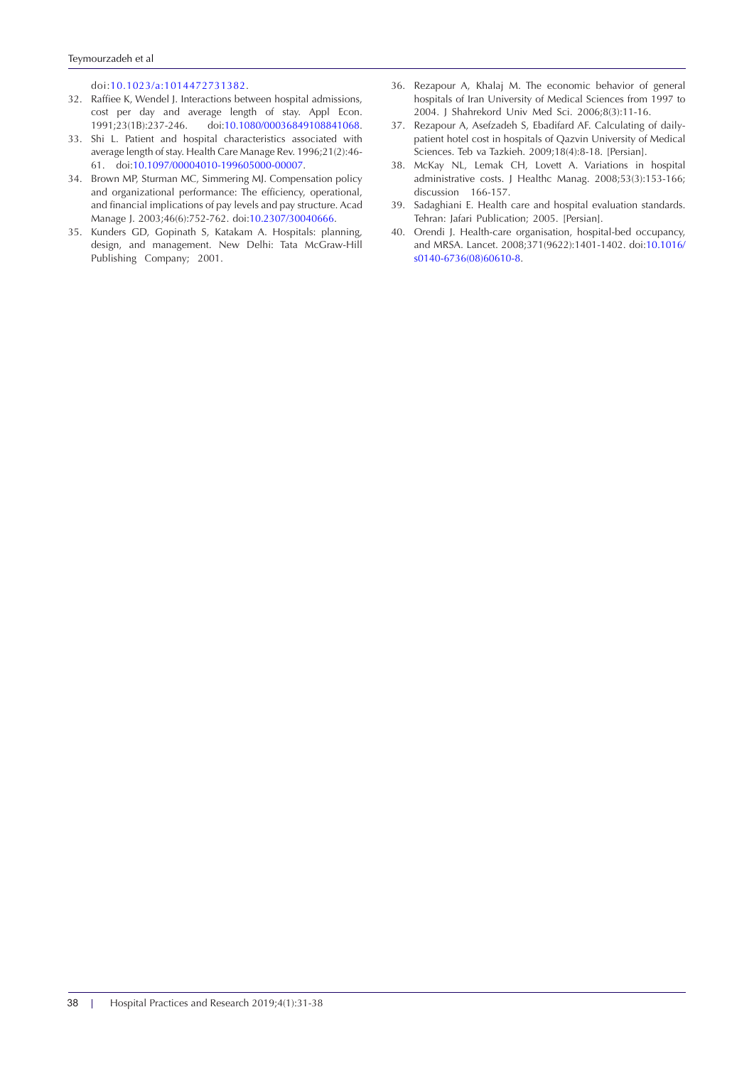doi:10.1023/a:1014472731382.

32. Raffiee K, Wendel J. Interactions between hospital admissions, cost per day and average length of stay. Appl Econ. 1991;23(1B):237-246. doi:10.1080/00036849108841068.
33. Shi L. Patient and hospital characteristics associated with average length of stay. Health Care Manage Rev. 1996;21(2):46-61. doi:10.1097/00004010-199605000-00007.
34. Brown MP, Sturman MC, Simmering MJ. Compensation policy and organizational performance: The efficiency, operational, and financial implications of pay levels and pay structure. Acad Manage J. 2003;46(6):752-762. doi:10.2307/30040666.
35. Kunders GD, Gopinath S, Katakam A. Hospitals: planning, design, and management. New Delhi: Tata McGraw-Hill Publishing Company; 2001.
36. Rezapour A, Khalaj M. The economic behavior of general hospitals of Iran University of Medical Sciences from 1997 to 2004. J Shahrekord Univ Med Sci. 2006;8(3):11-16.
37. Rezapour A, Asefzadeh S, Ebadifard AF. Calculating of daily-patient hotel cost in hospitals of Qazvin University of Medical Sciences. Teb va Tazkieh. 2009;18(4):8-18. [Persian].
38. McKay NL, Lemak CH, Lovett A. Variations in hospital administrative costs. J Healthc Manag. 2008;53(3):153-166; discussion 166-157.
39. Sadaghiani E. Health care and hospital evaluation standards. Tehran: Jafari Publication; 2005. [Persian].
40. Orendi J. Health-care organisation, hospital-bed occupancy, and MRSA. Lancet. 2008;371(9622):1401-1402. doi:10.1016/s0140-6736(08)60610-8.